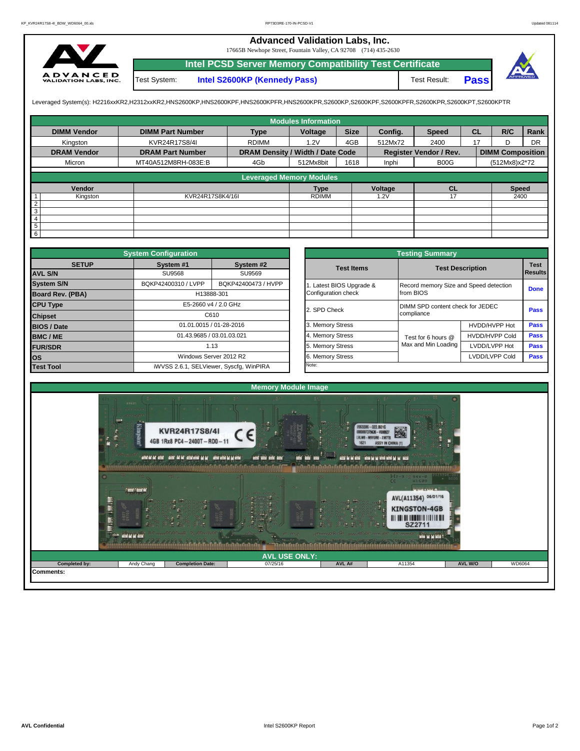# Advanced Validation Labs, Inc.

17665B Newhope Street, Fountain Valley, CA 92708 (714) 435-2630

## Intel PCSD Server Memory Compatibility Test Certificate

Test System: **Intel S2600KP (Kennedy Pass)** Test Result: **Pass**

Leveraged System(s): H2216xxKR2,H2312xxKR2,HNS2600KP,HNS2600KPF,HNS2600KPFR,HNS2600KPR,S2600KP,S2600KPF,S2600KPFR,S2600KPR,S2600KPT,S2600KPTR

### Modules Information

| DIMM Vendor | DIMM Part Number | Type | Voltage | Size | Config. | Speed | CL | R/C | Rank |
|---|---|---|---|---|---|---|---|---|---|
| Kingston | KVR24R17S8/4I | RDIMM | 1.2V | 4GB | 512Mx72 | 2400 | 17 | D | DR |
| **DRAM Vendor** | **DRAM Part Number** | **DRAM Density / Width / Date Code** | | | **Register Vendor / Rev.** | | **DIMM Composition** | | |
| Micron | MT40A512M8RH-083E:B | 4Gb | 512Mx8bit | 1618 | Inphi | B00G | (512Mx8)x2*72 | | |

### Leveraged Memory Modules

| | Vendor | | Type | Voltage | CL | Speed |
|---|---|---|---|---|---|---|
| 1 | Kingston | KVR24R17S8K4/16I | RDIMM | 1.2V | 17 | 2400 |
| 2 | | | | | | |
| 3 | | | | | | |
| 4 | | | | | | |
| 5 | | | | | | |
| 6 | | | | | | |

### System Configuration

| SETUP | System #1 | System #2 |
|---|---|---|
| AVL S/N | SU9568 | SU9569 |
| System S/N | BQKP42400310 / LVPP | BQKP42400473 / HVPP |
| Board Rev. (PBA) | H13888-301 | |
| CPU Type | E5-2660 v4 / 2.0 GHz | |
| Chipset | C610 | |
| BIOS / Date | 01.01.0015 / 01-28-2016 | |
| BMC / ME | 01.43.9685 / 03.01.03.021 | |
| FUR/SDR | 1.13 | |
| OS | Windows Server 2012 R2 | |
| Test Tool | iWVSS 2.6.1, SELViewer, Syscfg, WinPIRA | |

### Testing Summary

| Test Items | Test Description | | Test Results |
|---|---|---|---|
| 1. Latest BIOS Upgrade & Configuration check | Record memory Size and Speed detection from BIOS | | Done |
| 2. SPD Check | DIMM SPD content check for JEDEC compliance | | Pass |
| 3. Memory Stress | Test for 6 hours @ Max and Min Loading | HVDD/HVPP Hot | Pass |
| 4. Memory Stress | | HVDD/HVPP Cold | Pass |
| 5. Memory Stress | | LVDD/LVPP Hot | Pass |
| 6. Memory Stress | | LVDD/LVPP Cold | Pass |
| Note: | | | |

### Memory Module Image

### AVL USE ONLY:

| Completed by: | Andy Chang | Completion Date: | 07/25/16 | AVL A# | A11354 | AVL W/O | WD6064 |
|---|---|---|---|---|---|---|---|

**Comments:**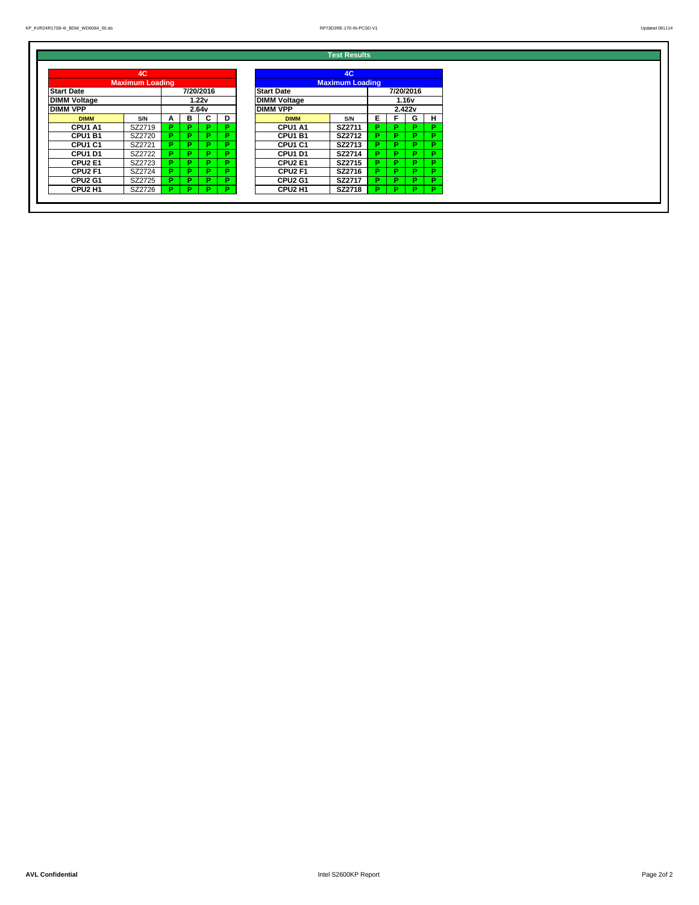## Test Results

| 4C Maximum Loading | | | | | |
|---|---|---|---|---|---|
| Start Date | | 7/20/2016 | | | |
| DIMM Voltage | | 1.22v | | | |
| DIMM VPP | | 2.64v | | | |
| DIMM | S/N | A | B | C | D |
| CPU1 A1 | SZ2719 | P | P | P | P |
| CPU1 B1 | SZ2720 | P | P | P | P |
| CPU1 C1 | SZ2721 | P | P | P | P |
| CPU1 D1 | SZ2722 | P | P | P | P |
| CPU2 E1 | SZ2723 | P | P | P | P |
| CPU2 F1 | SZ2724 | P | P | P | P |
| CPU2 G1 | SZ2725 | P | P | P | P |
| CPU2 H1 | SZ2726 | P | P | P | P |

| 4C Maximum Loading | | | | | |
|---|---|---|---|---|---|
| Start Date | | 7/20/2016 | | | |
| DIMM Voltage | | 1.16v | | | |
| DIMM VPP | | 2.422v | | | |
| DIMM | S/N | E | F | G | H |
| CPU1 A1 | SZ2711 | P | P | P | P |
| CPU1 B1 | SZ2712 | P | P | P | P |
| CPU1 C1 | SZ2713 | P | P | P | P |
| CPU1 D1 | SZ2714 | P | P | P | P |
| CPU2 E1 | SZ2715 | P | P | P | P |
| CPU2 F1 | SZ2716 | P | P | P | P |
| CPU2 G1 | SZ2717 | P | P | P | P |
| CPU2 H1 | SZ2718 | P | P | P | P |